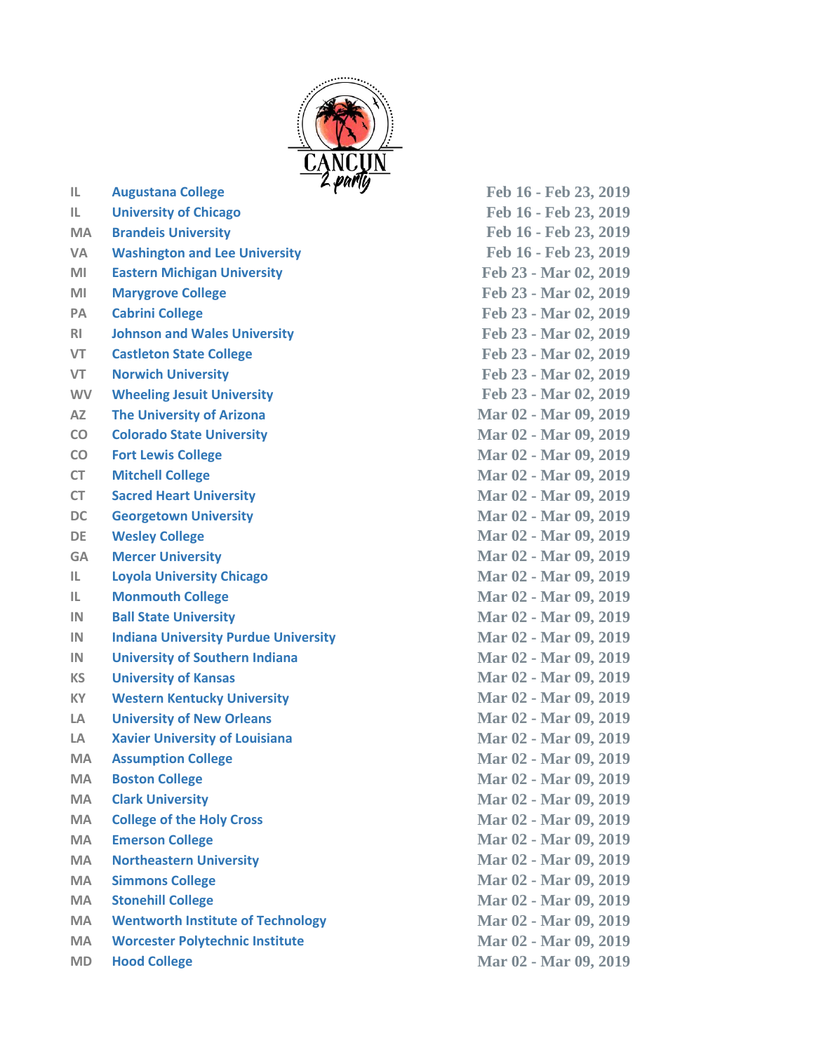| State | College | Dates |
|---|---|---|
| IL | Augustana College | Feb 16 - Feb 23, 2019 |
| IL | University of Chicago | Feb 16 - Feb 23, 2019 |
| MA | Brandeis University | Feb 16 - Feb 23, 2019 |
| VA | Washington and Lee University | Feb 16 - Feb 23, 2019 |
| MI | Eastern Michigan University | Feb 23 - Mar 02, 2019 |
| MI | Marygrove College | Feb 23 - Mar 02, 2019 |
| PA | Cabrini College | Feb 23 - Mar 02, 2019 |
| RI | Johnson and Wales University | Feb 23 - Mar 02, 2019 |
| VT | Castleton State College | Feb 23 - Mar 02, 2019 |
| VT | Norwich University | Feb 23 - Mar 02, 2019 |
| WV | Wheeling Jesuit University | Feb 23 - Mar 02, 2019 |
| AZ | The University of Arizona | Mar 02 - Mar 09, 2019 |
| CO | Colorado State University | Mar 02 - Mar 09, 2019 |
| CO | Fort Lewis College | Mar 02 - Mar 09, 2019 |
| CT | Mitchell College | Mar 02 - Mar 09, 2019 |
| CT | Sacred Heart University | Mar 02 - Mar 09, 2019 |
| DC | Georgetown University | Mar 02 - Mar 09, 2019 |
| DE | Wesley College | Mar 02 - Mar 09, 2019 |
| GA | Mercer University | Mar 02 - Mar 09, 2019 |
| IL | Loyola University Chicago | Mar 02 - Mar 09, 2019 |
| IL | Monmouth College | Mar 02 - Mar 09, 2019 |
| IN | Ball State University | Mar 02 - Mar 09, 2019 |
| IN | Indiana University Purdue University | Mar 02 - Mar 09, 2019 |
| IN | University of Southern Indiana | Mar 02 - Mar 09, 2019 |
| KS | University of Kansas | Mar 02 - Mar 09, 2019 |
| KY | Western Kentucky University | Mar 02 - Mar 09, 2019 |
| LA | University of New Orleans | Mar 02 - Mar 09, 2019 |
| LA | Xavier University of Louisiana | Mar 02 - Mar 09, 2019 |
| MA | Assumption College | Mar 02 - Mar 09, 2019 |
| MA | Boston College | Mar 02 - Mar 09, 2019 |
| MA | Clark University | Mar 02 - Mar 09, 2019 |
| MA | College of the Holy Cross | Mar 02 - Mar 09, 2019 |
| MA | Emerson College | Mar 02 - Mar 09, 2019 |
| MA | Northeastern University | Mar 02 - Mar 09, 2019 |
| MA | Simmons College | Mar 02 - Mar 09, 2019 |
| MA | Stonehill College | Mar 02 - Mar 09, 2019 |
| MA | Wentworth Institute of Technology | Mar 02 - Mar 09, 2019 |
| MA | Worcester Polytechnic Institute | Mar 02 - Mar 09, 2019 |
| MD | Hood College | Mar 02 - Mar 09, 2019 |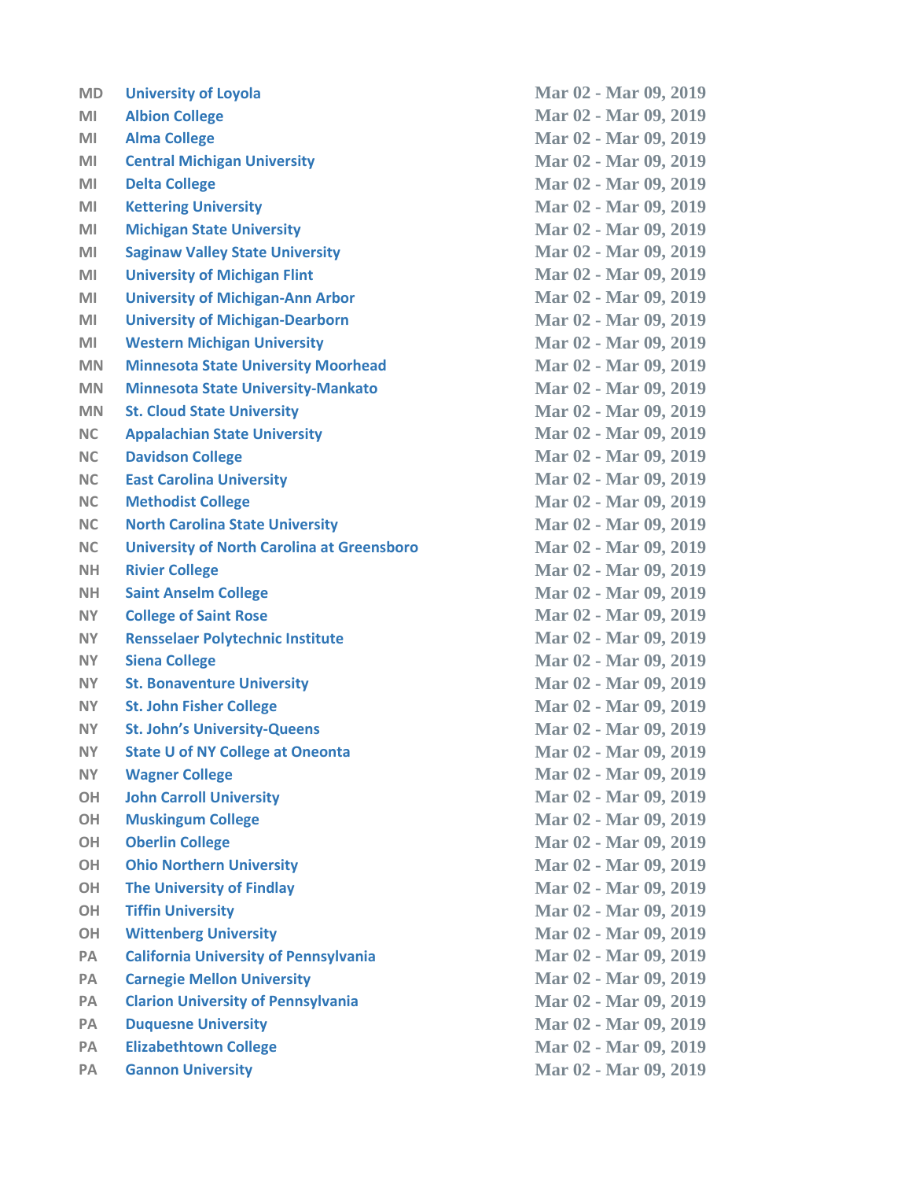| | | |
|---|---|---|
| MD | University of Loyola | Mar 02 - Mar 09, 2019 |
| MI | Albion College | Mar 02 - Mar 09, 2019 |
| MI | Alma College | Mar 02 - Mar 09, 2019 |
| MI | Central Michigan University | Mar 02 - Mar 09, 2019 |
| MI | Delta College | Mar 02 - Mar 09, 2019 |
| MI | Kettering University | Mar 02 - Mar 09, 2019 |
| MI | Michigan State University | Mar 02 - Mar 09, 2019 |
| MI | Saginaw Valley State University | Mar 02 - Mar 09, 2019 |
| MI | University of Michigan Flint | Mar 02 - Mar 09, 2019 |
| MI | University of Michigan-Ann Arbor | Mar 02 - Mar 09, 2019 |
| MI | University of Michigan-Dearborn | Mar 02 - Mar 09, 2019 |
| MI | Western Michigan University | Mar 02 - Mar 09, 2019 |
| MN | Minnesota State University Moorhead | Mar 02 - Mar 09, 2019 |
| MN | Minnesota State University-Mankato | Mar 02 - Mar 09, 2019 |
| MN | St. Cloud State University | Mar 02 - Mar 09, 2019 |
| NC | Appalachian State University | Mar 02 - Mar 09, 2019 |
| NC | Davidson College | Mar 02 - Mar 09, 2019 |
| NC | East Carolina University | Mar 02 - Mar 09, 2019 |
| NC | Methodist College | Mar 02 - Mar 09, 2019 |
| NC | North Carolina State University | Mar 02 - Mar 09, 2019 |
| NC | University of North Carolina at Greensboro | Mar 02 - Mar 09, 2019 |
| NH | Rivier College | Mar 02 - Mar 09, 2019 |
| NH | Saint Anselm College | Mar 02 - Mar 09, 2019 |
| NY | College of Saint Rose | Mar 02 - Mar 09, 2019 |
| NY | Rensselaer Polytechnic Institute | Mar 02 - Mar 09, 2019 |
| NY | Siena College | Mar 02 - Mar 09, 2019 |
| NY | St. Bonaventure University | Mar 02 - Mar 09, 2019 |
| NY | St. John Fisher College | Mar 02 - Mar 09, 2019 |
| NY | St. John's University-Queens | Mar 02 - Mar 09, 2019 |
| NY | State U of NY College at Oneonta | Mar 02 - Mar 09, 2019 |
| NY | Wagner College | Mar 02 - Mar 09, 2019 |
| OH | John Carroll University | Mar 02 - Mar 09, 2019 |
| OH | Muskingum College | Mar 02 - Mar 09, 2019 |
| OH | Oberlin College | Mar 02 - Mar 09, 2019 |
| OH | Ohio Northern University | Mar 02 - Mar 09, 2019 |
| OH | The University of Findlay | Mar 02 - Mar 09, 2019 |
| OH | Tiffin University | Mar 02 - Mar 09, 2019 |
| OH | Wittenberg University | Mar 02 - Mar 09, 2019 |
| PA | California University of Pennsylvania | Mar 02 - Mar 09, 2019 |
| PA | Carnegie Mellon University | Mar 02 - Mar 09, 2019 |
| PA | Clarion University of Pennsylvania | Mar 02 - Mar 09, 2019 |
| PA | Duquesne University | Mar 02 - Mar 09, 2019 |
| PA | Elizabethtown College | Mar 02 - Mar 09, 2019 |
| PA | Gannon University | Mar 02 - Mar 09, 2019 |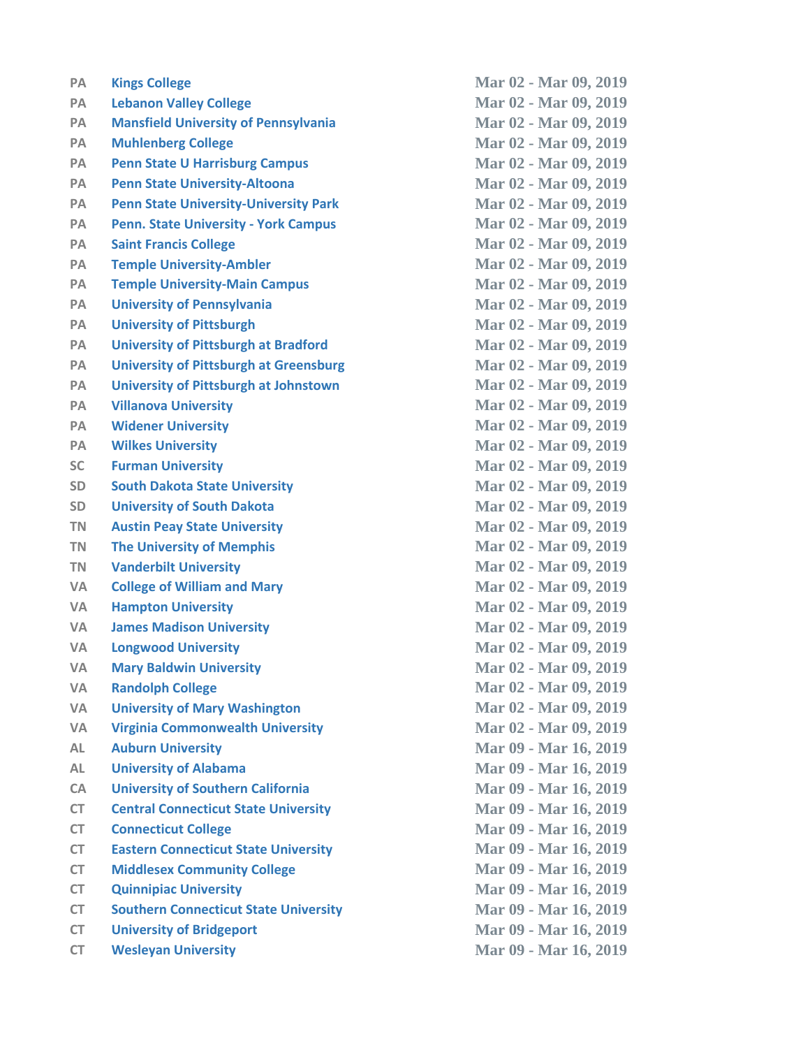| | | |
|---|---|---|
| PA | Kings College | Mar 02 - Mar 09, 2019 |
| PA | Lebanon Valley College | Mar 02 - Mar 09, 2019 |
| PA | Mansfield University of Pennsylvania | Mar 02 - Mar 09, 2019 |
| PA | Muhlenberg College | Mar 02 - Mar 09, 2019 |
| PA | Penn State U Harrisburg Campus | Mar 02 - Mar 09, 2019 |
| PA | Penn State University-Altoona | Mar 02 - Mar 09, 2019 |
| PA | Penn State University-University Park | Mar 02 - Mar 09, 2019 |
| PA | Penn. State University - York Campus | Mar 02 - Mar 09, 2019 |
| PA | Saint Francis College | Mar 02 - Mar 09, 2019 |
| PA | Temple University-Ambler | Mar 02 - Mar 09, 2019 |
| PA | Temple University-Main Campus | Mar 02 - Mar 09, 2019 |
| PA | University of Pennsylvania | Mar 02 - Mar 09, 2019 |
| PA | University of Pittsburgh | Mar 02 - Mar 09, 2019 |
| PA | University of Pittsburgh at Bradford | Mar 02 - Mar 09, 2019 |
| PA | University of Pittsburgh at Greensburg | Mar 02 - Mar 09, 2019 |
| PA | University of Pittsburgh at Johnstown | Mar 02 - Mar 09, 2019 |
| PA | Villanova University | Mar 02 - Mar 09, 2019 |
| PA | Widener University | Mar 02 - Mar 09, 2019 |
| PA | Wilkes University | Mar 02 - Mar 09, 2019 |
| SC | Furman University | Mar 02 - Mar 09, 2019 |
| SD | South Dakota State University | Mar 02 - Mar 09, 2019 |
| SD | University of South Dakota | Mar 02 - Mar 09, 2019 |
| TN | Austin Peay State University | Mar 02 - Mar 09, 2019 |
| TN | The University of Memphis | Mar 02 - Mar 09, 2019 |
| TN | Vanderbilt University | Mar 02 - Mar 09, 2019 |
| VA | College of William and Mary | Mar 02 - Mar 09, 2019 |
| VA | Hampton University | Mar 02 - Mar 09, 2019 |
| VA | James Madison University | Mar 02 - Mar 09, 2019 |
| VA | Longwood University | Mar 02 - Mar 09, 2019 |
| VA | Mary Baldwin University | Mar 02 - Mar 09, 2019 |
| VA | Randolph College | Mar 02 - Mar 09, 2019 |
| VA | University of Mary Washington | Mar 02 - Mar 09, 2019 |
| VA | Virginia Commonwealth University | Mar 02 - Mar 09, 2019 |
| AL | Auburn University | Mar 09 - Mar 16, 2019 |
| AL | University of Alabama | Mar 09 - Mar 16, 2019 |
| CA | University of Southern California | Mar 09 - Mar 16, 2019 |
| CT | Central Connecticut State University | Mar 09 - Mar 16, 2019 |
| CT | Connecticut College | Mar 09 - Mar 16, 2019 |
| CT | Eastern Connecticut State University | Mar 09 - Mar 16, 2019 |
| CT | Middlesex Community College | Mar 09 - Mar 16, 2019 |
| CT | Quinnipiac University | Mar 09 - Mar 16, 2019 |
| CT | Southern Connecticut State University | Mar 09 - Mar 16, 2019 |
| CT | University of Bridgeport | Mar 09 - Mar 16, 2019 |
| CT | Wesleyan University | Mar 09 - Mar 16, 2019 |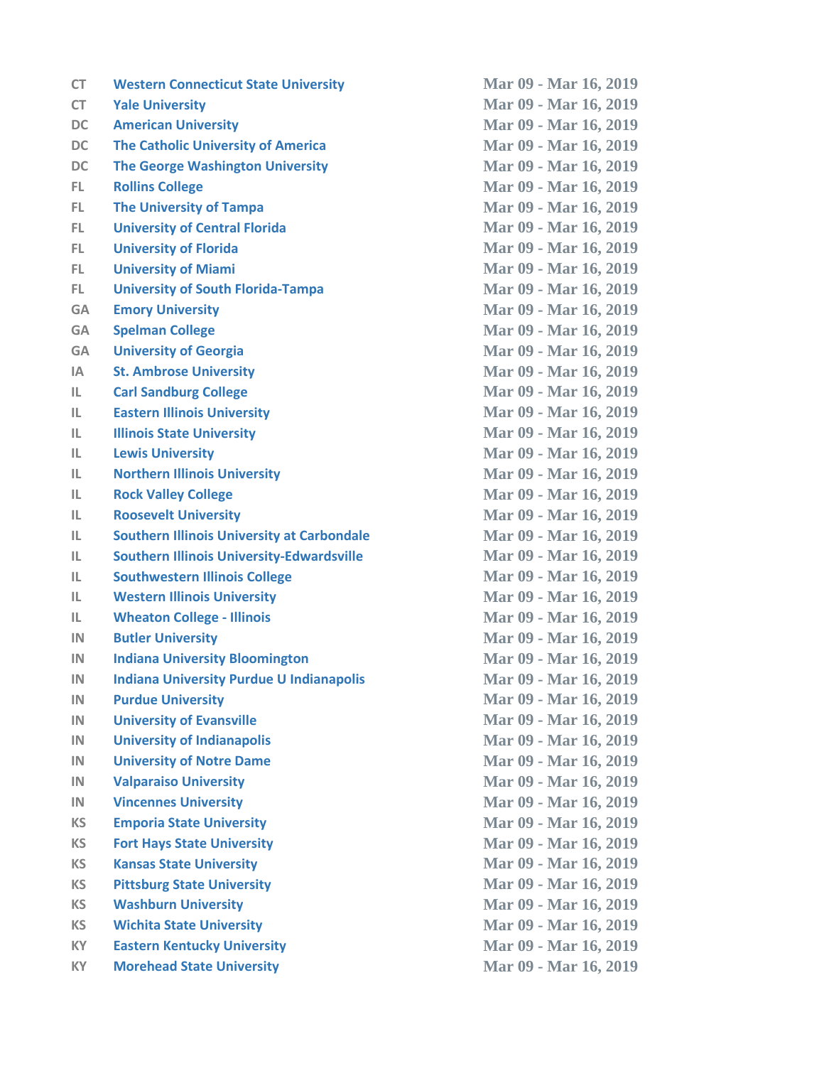| | | |
|---|---|---|
| CT | Western Connecticut State University | Mar 09 - Mar 16, 2019 |
| CT | Yale University | Mar 09 - Mar 16, 2019 |
| DC | American University | Mar 09 - Mar 16, 2019 |
| DC | The Catholic University of America | Mar 09 - Mar 16, 2019 |
| DC | The George Washington University | Mar 09 - Mar 16, 2019 |
| FL | Rollins College | Mar 09 - Mar 16, 2019 |
| FL | The University of Tampa | Mar 09 - Mar 16, 2019 |
| FL | University of Central Florida | Mar 09 - Mar 16, 2019 |
| FL | University of Florida | Mar 09 - Mar 16, 2019 |
| FL | University of Miami | Mar 09 - Mar 16, 2019 |
| FL | University of South Florida-Tampa | Mar 09 - Mar 16, 2019 |
| GA | Emory University | Mar 09 - Mar 16, 2019 |
| GA | Spelman College | Mar 09 - Mar 16, 2019 |
| GA | University of Georgia | Mar 09 - Mar 16, 2019 |
| IA | St. Ambrose University | Mar 09 - Mar 16, 2019 |
| IL | Carl Sandburg College | Mar 09 - Mar 16, 2019 |
| IL | Eastern Illinois University | Mar 09 - Mar 16, 2019 |
| IL | Illinois State University | Mar 09 - Mar 16, 2019 |
| IL | Lewis University | Mar 09 - Mar 16, 2019 |
| IL | Northern Illinois University | Mar 09 - Mar 16, 2019 |
| IL | Rock Valley College | Mar 09 - Mar 16, 2019 |
| IL | Roosevelt University | Mar 09 - Mar 16, 2019 |
| IL | Southern Illinois University at Carbondale | Mar 09 - Mar 16, 2019 |
| IL | Southern Illinois University-Edwardsville | Mar 09 - Mar 16, 2019 |
| IL | Southwestern Illinois College | Mar 09 - Mar 16, 2019 |
| IL | Western Illinois University | Mar 09 - Mar 16, 2019 |
| IL | Wheaton College - Illinois | Mar 09 - Mar 16, 2019 |
| IN | Butler University | Mar 09 - Mar 16, 2019 |
| IN | Indiana University Bloomington | Mar 09 - Mar 16, 2019 |
| IN | Indiana University Purdue U Indianapolis | Mar 09 - Mar 16, 2019 |
| IN | Purdue University | Mar 09 - Mar 16, 2019 |
| IN | University of Evansville | Mar 09 - Mar 16, 2019 |
| IN | University of Indianapolis | Mar 09 - Mar 16, 2019 |
| IN | University of Notre Dame | Mar 09 - Mar 16, 2019 |
| IN | Valparaiso University | Mar 09 - Mar 16, 2019 |
| IN | Vincennes University | Mar 09 - Mar 16, 2019 |
| KS | Emporia State University | Mar 09 - Mar 16, 2019 |
| KS | Fort Hays State University | Mar 09 - Mar 16, 2019 |
| KS | Kansas State University | Mar 09 - Mar 16, 2019 |
| KS | Pittsburg State University | Mar 09 - Mar 16, 2019 |
| KS | Washburn University | Mar 09 - Mar 16, 2019 |
| KS | Wichita State University | Mar 09 - Mar 16, 2019 |
| KY | Eastern Kentucky University | Mar 09 - Mar 16, 2019 |
| KY | Morehead State University | Mar 09 - Mar 16, 2019 |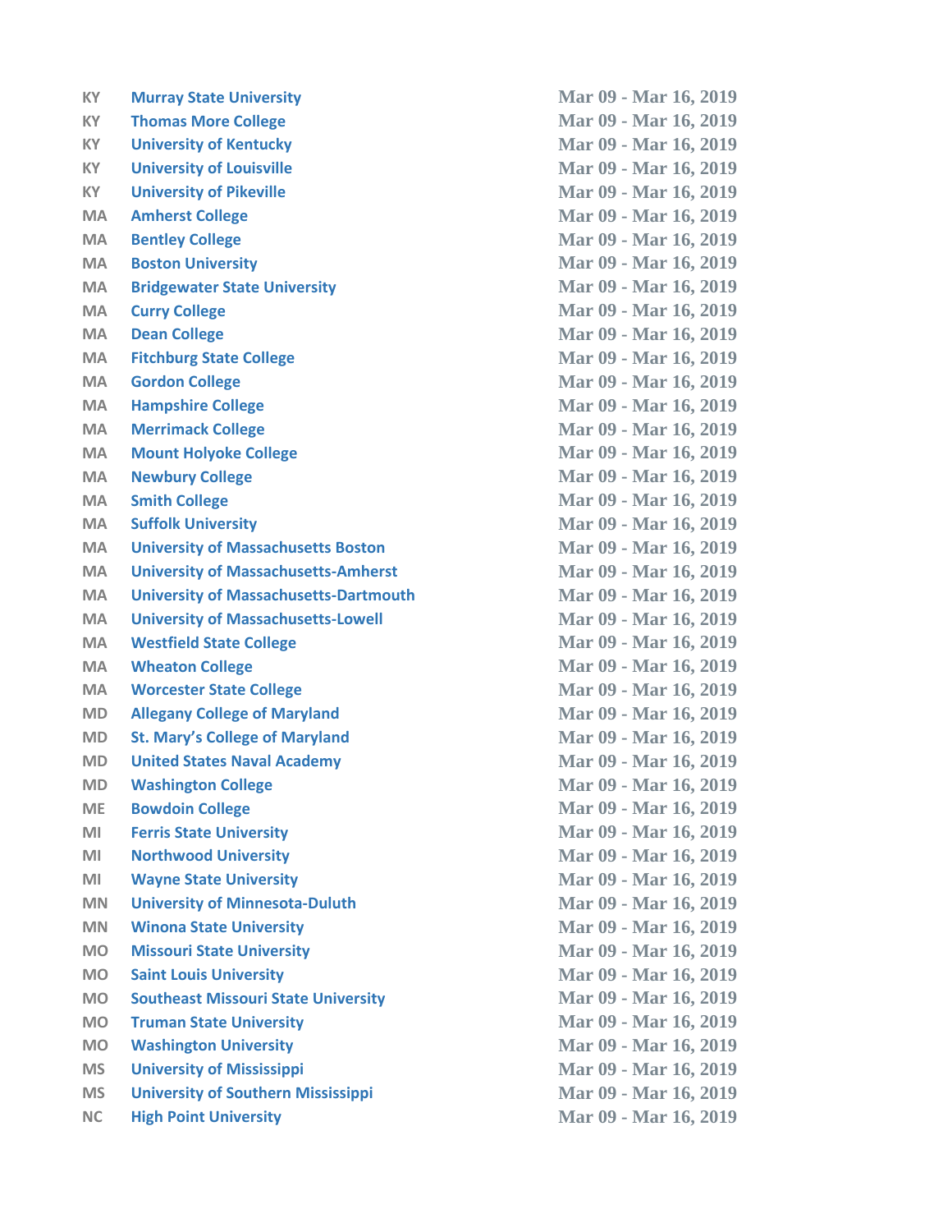| | | |
|---|---|---|
| KY | Murray State University | Mar 09 - Mar 16, 2019 |
| KY | Thomas More College | Mar 09 - Mar 16, 2019 |
| KY | University of Kentucky | Mar 09 - Mar 16, 2019 |
| KY | University of Louisville | Mar 09 - Mar 16, 2019 |
| KY | University of Pikeville | Mar 09 - Mar 16, 2019 |
| MA | Amherst College | Mar 09 - Mar 16, 2019 |
| MA | Bentley College | Mar 09 - Mar 16, 2019 |
| MA | Boston University | Mar 09 - Mar 16, 2019 |
| MA | Bridgewater State University | Mar 09 - Mar 16, 2019 |
| MA | Curry College | Mar 09 - Mar 16, 2019 |
| MA | Dean College | Mar 09 - Mar 16, 2019 |
| MA | Fitchburg State College | Mar 09 - Mar 16, 2019 |
| MA | Gordon College | Mar 09 - Mar 16, 2019 |
| MA | Hampshire College | Mar 09 - Mar 16, 2019 |
| MA | Merrimack College | Mar 09 - Mar 16, 2019 |
| MA | Mount Holyoke College | Mar 09 - Mar 16, 2019 |
| MA | Newbury College | Mar 09 - Mar 16, 2019 |
| MA | Smith College | Mar 09 - Mar 16, 2019 |
| MA | Suffolk University | Mar 09 - Mar 16, 2019 |
| MA | University of Massachusetts Boston | Mar 09 - Mar 16, 2019 |
| MA | University of Massachusetts-Amherst | Mar 09 - Mar 16, 2019 |
| MA | University of Massachusetts-Dartmouth | Mar 09 - Mar 16, 2019 |
| MA | University of Massachusetts-Lowell | Mar 09 - Mar 16, 2019 |
| MA | Westfield State College | Mar 09 - Mar 16, 2019 |
| MA | Wheaton College | Mar 09 - Mar 16, 2019 |
| MA | Worcester State College | Mar 09 - Mar 16, 2019 |
| MD | Allegany College of Maryland | Mar 09 - Mar 16, 2019 |
| MD | St. Mary's College of Maryland | Mar 09 - Mar 16, 2019 |
| MD | United States Naval Academy | Mar 09 - Mar 16, 2019 |
| MD | Washington College | Mar 09 - Mar 16, 2019 |
| ME | Bowdoin College | Mar 09 - Mar 16, 2019 |
| MI | Ferris State University | Mar 09 - Mar 16, 2019 |
| MI | Northwood University | Mar 09 - Mar 16, 2019 |
| MI | Wayne State University | Mar 09 - Mar 16, 2019 |
| MN | University of Minnesota-Duluth | Mar 09 - Mar 16, 2019 |
| MN | Winona State University | Mar 09 - Mar 16, 2019 |
| MO | Missouri State University | Mar 09 - Mar 16, 2019 |
| MO | Saint Louis University | Mar 09 - Mar 16, 2019 |
| MO | Southeast Missouri State University | Mar 09 - Mar 16, 2019 |
| MO | Truman State University | Mar 09 - Mar 16, 2019 |
| MO | Washington University | Mar 09 - Mar 16, 2019 |
| MS | University of Mississippi | Mar 09 - Mar 16, 2019 |
| MS | University of Southern Mississippi | Mar 09 - Mar 16, 2019 |
| NC | High Point University | Mar 09 - Mar 16, 2019 |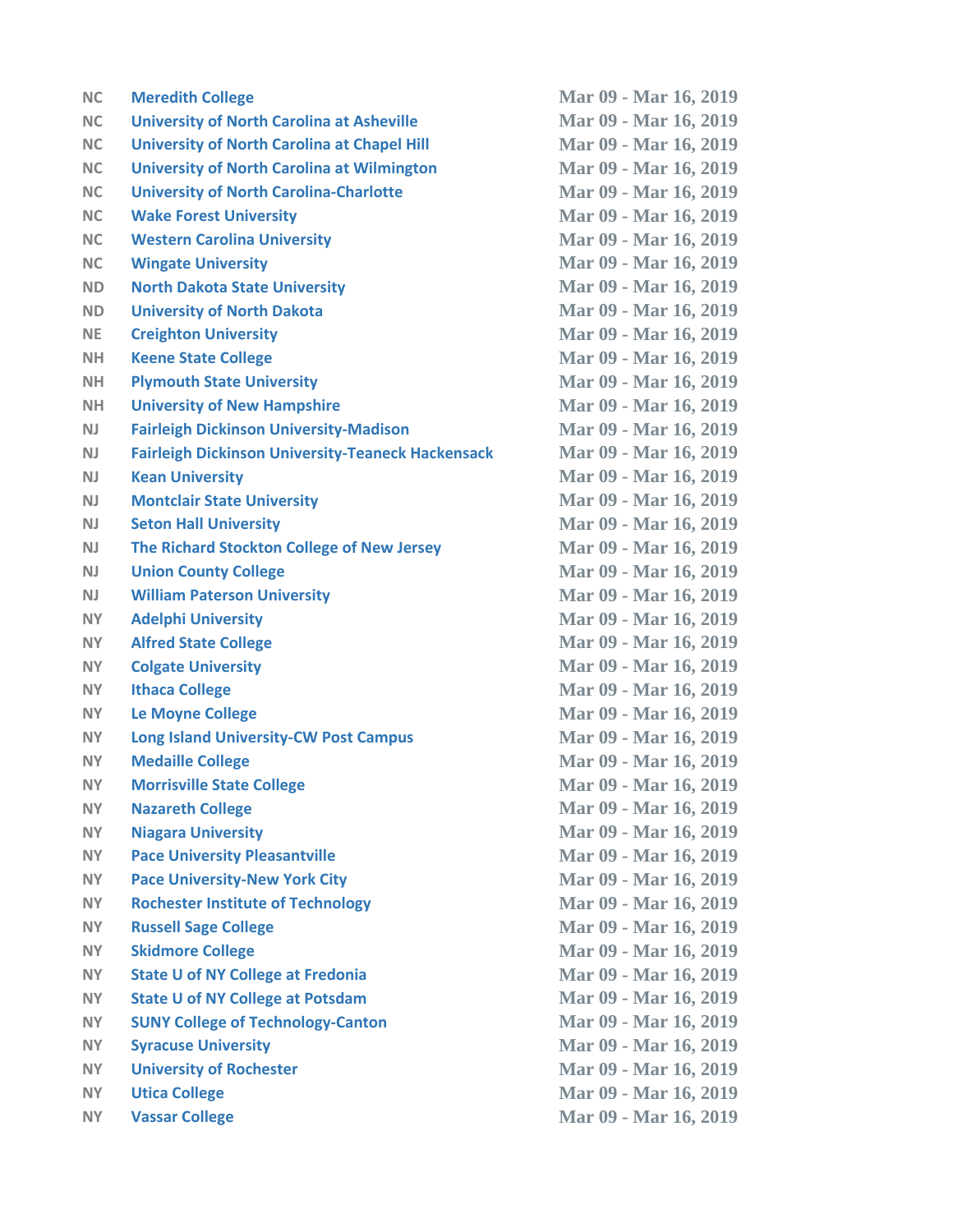| | | |
|---|---|---|
| NC | Meredith College | Mar 09 - Mar 16, 2019 |
| NC | University of North Carolina at Asheville | Mar 09 - Mar 16, 2019 |
| NC | University of North Carolina at Chapel Hill | Mar 09 - Mar 16, 2019 |
| NC | University of North Carolina at Wilmington | Mar 09 - Mar 16, 2019 |
| NC | University of North Carolina-Charlotte | Mar 09 - Mar 16, 2019 |
| NC | Wake Forest University | Mar 09 - Mar 16, 2019 |
| NC | Western Carolina University | Mar 09 - Mar 16, 2019 |
| NC | Wingate University | Mar 09 - Mar 16, 2019 |
| ND | North Dakota State University | Mar 09 - Mar 16, 2019 |
| ND | University of North Dakota | Mar 09 - Mar 16, 2019 |
| NE | Creighton University | Mar 09 - Mar 16, 2019 |
| NH | Keene State College | Mar 09 - Mar 16, 2019 |
| NH | Plymouth State University | Mar 09 - Mar 16, 2019 |
| NH | University of New Hampshire | Mar 09 - Mar 16, 2019 |
| NJ | Fairleigh Dickinson University-Madison | Mar 09 - Mar 16, 2019 |
| NJ | Fairleigh Dickinson University-Teaneck Hackensack | Mar 09 - Mar 16, 2019 |
| NJ | Kean University | Mar 09 - Mar 16, 2019 |
| NJ | Montclair State University | Mar 09 - Mar 16, 2019 |
| NJ | Seton Hall University | Mar 09 - Mar 16, 2019 |
| NJ | The Richard Stockton College of New Jersey | Mar 09 - Mar 16, 2019 |
| NJ | Union County College | Mar 09 - Mar 16, 2019 |
| NJ | William Paterson University | Mar 09 - Mar 16, 2019 |
| NY | Adelphi University | Mar 09 - Mar 16, 2019 |
| NY | Alfred State College | Mar 09 - Mar 16, 2019 |
| NY | Colgate University | Mar 09 - Mar 16, 2019 |
| NY | Ithaca College | Mar 09 - Mar 16, 2019 |
| NY | Le Moyne College | Mar 09 - Mar 16, 2019 |
| NY | Long Island University-CW Post Campus | Mar 09 - Mar 16, 2019 |
| NY | Medaille College | Mar 09 - Mar 16, 2019 |
| NY | Morrisville State College | Mar 09 - Mar 16, 2019 |
| NY | Nazareth College | Mar 09 - Mar 16, 2019 |
| NY | Niagara University | Mar 09 - Mar 16, 2019 |
| NY | Pace University Pleasantville | Mar 09 - Mar 16, 2019 |
| NY | Pace University-New York City | Mar 09 - Mar 16, 2019 |
| NY | Rochester Institute of Technology | Mar 09 - Mar 16, 2019 |
| NY | Russell Sage College | Mar 09 - Mar 16, 2019 |
| NY | Skidmore College | Mar 09 - Mar 16, 2019 |
| NY | State U of NY College at Fredonia | Mar 09 - Mar 16, 2019 |
| NY | State U of NY College at Potsdam | Mar 09 - Mar 16, 2019 |
| NY | SUNY College of Technology-Canton | Mar 09 - Mar 16, 2019 |
| NY | Syracuse University | Mar 09 - Mar 16, 2019 |
| NY | University of Rochester | Mar 09 - Mar 16, 2019 |
| NY | Utica College | Mar 09 - Mar 16, 2019 |
| NY | Vassar College | Mar 09 - Mar 16, 2019 |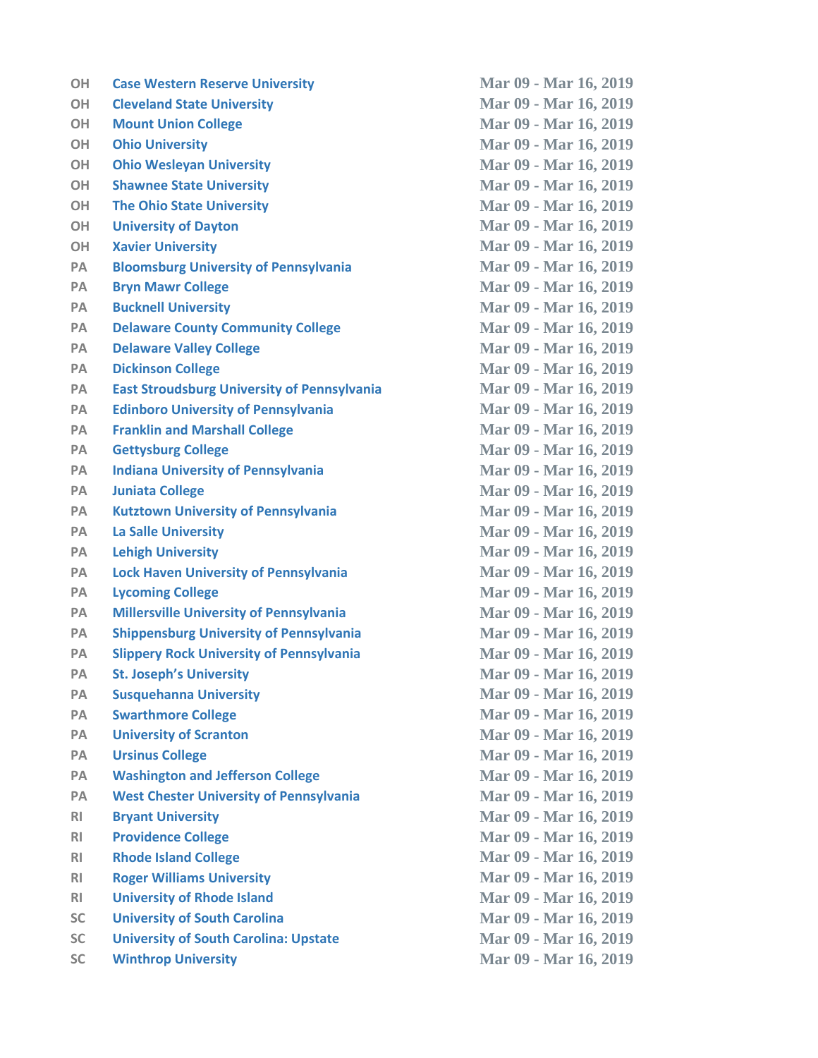| | | |
|---|---|---|
| OH | Case Western Reserve University | Mar 09 - Mar 16, 2019 |
| OH | Cleveland State University | Mar 09 - Mar 16, 2019 |
| OH | Mount Union College | Mar 09 - Mar 16, 2019 |
| OH | Ohio University | Mar 09 - Mar 16, 2019 |
| OH | Ohio Wesleyan University | Mar 09 - Mar 16, 2019 |
| OH | Shawnee State University | Mar 09 - Mar 16, 2019 |
| OH | The Ohio State University | Mar 09 - Mar 16, 2019 |
| OH | University of Dayton | Mar 09 - Mar 16, 2019 |
| OH | Xavier University | Mar 09 - Mar 16, 2019 |
| PA | Bloomsburg University of Pennsylvania | Mar 09 - Mar 16, 2019 |
| PA | Bryn Mawr College | Mar 09 - Mar 16, 2019 |
| PA | Bucknell University | Mar 09 - Mar 16, 2019 |
| PA | Delaware County Community College | Mar 09 - Mar 16, 2019 |
| PA | Delaware Valley College | Mar 09 - Mar 16, 2019 |
| PA | Dickinson College | Mar 09 - Mar 16, 2019 |
| PA | East Stroudsburg University of Pennsylvania | Mar 09 - Mar 16, 2019 |
| PA | Edinboro University of Pennsylvania | Mar 09 - Mar 16, 2019 |
| PA | Franklin and Marshall College | Mar 09 - Mar 16, 2019 |
| PA | Gettysburg College | Mar 09 - Mar 16, 2019 |
| PA | Indiana University of Pennsylvania | Mar 09 - Mar 16, 2019 |
| PA | Juniata College | Mar 09 - Mar 16, 2019 |
| PA | Kutztown University of Pennsylvania | Mar 09 - Mar 16, 2019 |
| PA | La Salle University | Mar 09 - Mar 16, 2019 |
| PA | Lehigh University | Mar 09 - Mar 16, 2019 |
| PA | Lock Haven University of Pennsylvania | Mar 09 - Mar 16, 2019 |
| PA | Lycoming College | Mar 09 - Mar 16, 2019 |
| PA | Millersville University of Pennsylvania | Mar 09 - Mar 16, 2019 |
| PA | Shippensburg University of Pennsylvania | Mar 09 - Mar 16, 2019 |
| PA | Slippery Rock University of Pennsylvania | Mar 09 - Mar 16, 2019 |
| PA | St. Joseph's University | Mar 09 - Mar 16, 2019 |
| PA | Susquehanna University | Mar 09 - Mar 16, 2019 |
| PA | Swarthmore College | Mar 09 - Mar 16, 2019 |
| PA | University of Scranton | Mar 09 - Mar 16, 2019 |
| PA | Ursinus College | Mar 09 - Mar 16, 2019 |
| PA | Washington and Jefferson College | Mar 09 - Mar 16, 2019 |
| PA | West Chester University of Pennsylvania | Mar 09 - Mar 16, 2019 |
| RI | Bryant University | Mar 09 - Mar 16, 2019 |
| RI | Providence College | Mar 09 - Mar 16, 2019 |
| RI | Rhode Island College | Mar 09 - Mar 16, 2019 |
| RI | Roger Williams University | Mar 09 - Mar 16, 2019 |
| RI | University of Rhode Island | Mar 09 - Mar 16, 2019 |
| SC | University of South Carolina | Mar 09 - Mar 16, 2019 |
| SC | University of South Carolina: Upstate | Mar 09 - Mar 16, 2019 |
| SC | Winthrop University | Mar 09 - Mar 16, 2019 |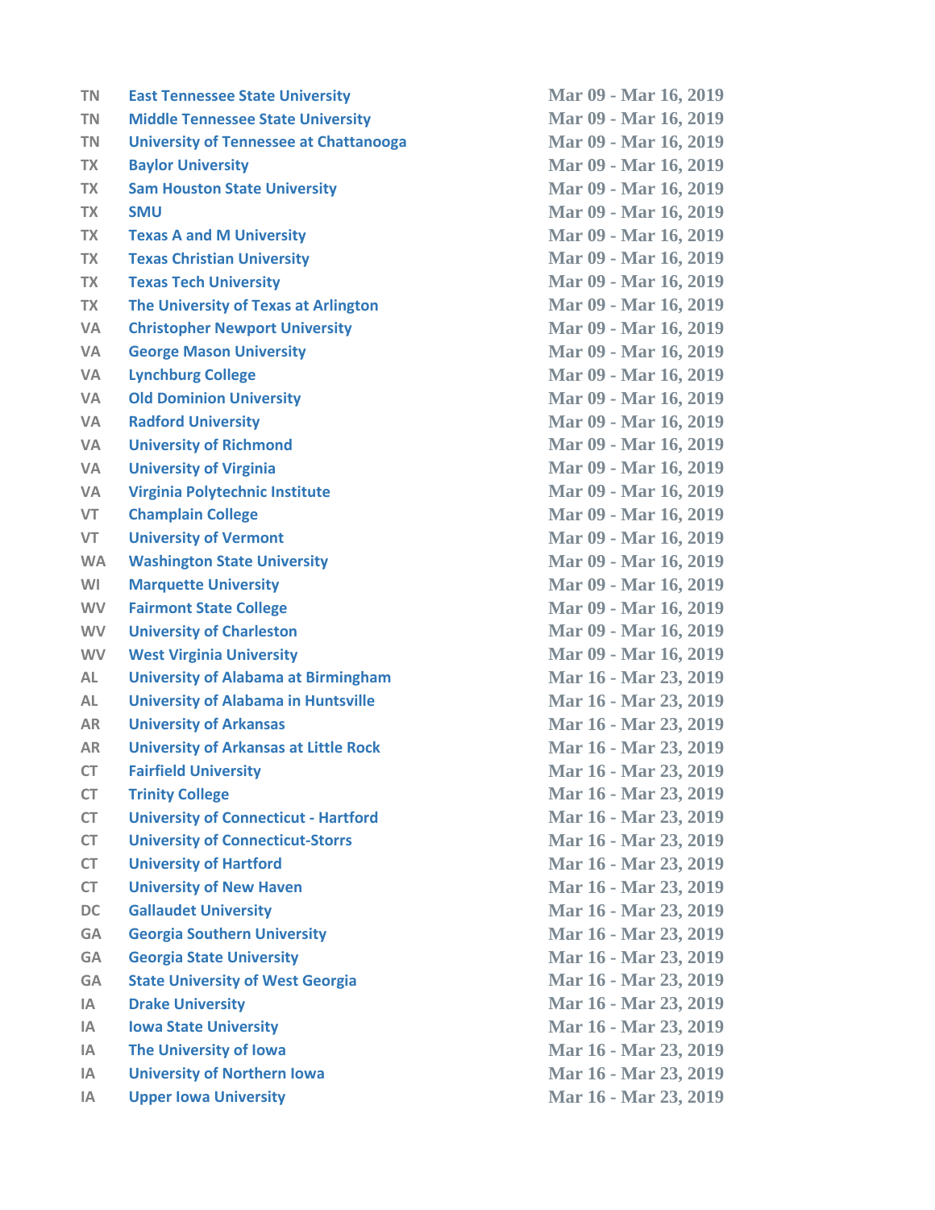| | | |
|---|---|---|
| TN | East Tennessee State University | Mar 09 - Mar 16, 2019 |
| TN | Middle Tennessee State University | Mar 09 - Mar 16, 2019 |
| TN | University of Tennessee at Chattanooga | Mar 09 - Mar 16, 2019 |
| TX | Baylor University | Mar 09 - Mar 16, 2019 |
| TX | Sam Houston State University | Mar 09 - Mar 16, 2019 |
| TX | SMU | Mar 09 - Mar 16, 2019 |
| TX | Texas A and M University | Mar 09 - Mar 16, 2019 |
| TX | Texas Christian University | Mar 09 - Mar 16, 2019 |
| TX | Texas Tech University | Mar 09 - Mar 16, 2019 |
| TX | The University of Texas at Arlington | Mar 09 - Mar 16, 2019 |
| VA | Christopher Newport University | Mar 09 - Mar 16, 2019 |
| VA | George Mason University | Mar 09 - Mar 16, 2019 |
| VA | Lynchburg College | Mar 09 - Mar 16, 2019 |
| VA | Old Dominion University | Mar 09 - Mar 16, 2019 |
| VA | Radford University | Mar 09 - Mar 16, 2019 |
| VA | University of Richmond | Mar 09 - Mar 16, 2019 |
| VA | University of Virginia | Mar 09 - Mar 16, 2019 |
| VA | Virginia Polytechnic Institute | Mar 09 - Mar 16, 2019 |
| VT | Champlain College | Mar 09 - Mar 16, 2019 |
| VT | University of Vermont | Mar 09 - Mar 16, 2019 |
| WA | Washington State University | Mar 09 - Mar 16, 2019 |
| WI | Marquette University | Mar 09 - Mar 16, 2019 |
| WV | Fairmont State College | Mar 09 - Mar 16, 2019 |
| WV | University of Charleston | Mar 09 - Mar 16, 2019 |
| WV | West Virginia University | Mar 09 - Mar 16, 2019 |
| AL | University of Alabama at Birmingham | Mar 16 - Mar 23, 2019 |
| AL | University of Alabama in Huntsville | Mar 16 - Mar 23, 2019 |
| AR | University of Arkansas | Mar 16 - Mar 23, 2019 |
| AR | University of Arkansas at Little Rock | Mar 16 - Mar 23, 2019 |
| CT | Fairfield University | Mar 16 - Mar 23, 2019 |
| CT | Trinity College | Mar 16 - Mar 23, 2019 |
| CT | University of Connecticut - Hartford | Mar 16 - Mar 23, 2019 |
| CT | University of Connecticut-Storrs | Mar 16 - Mar 23, 2019 |
| CT | University of Hartford | Mar 16 - Mar 23, 2019 |
| CT | University of New Haven | Mar 16 - Mar 23, 2019 |
| DC | Gallaudet University | Mar 16 - Mar 23, 2019 |
| GA | Georgia Southern University | Mar 16 - Mar 23, 2019 |
| GA | Georgia State University | Mar 16 - Mar 23, 2019 |
| GA | State University of West Georgia | Mar 16 - Mar 23, 2019 |
| IA | Drake University | Mar 16 - Mar 23, 2019 |
| IA | Iowa State University | Mar 16 - Mar 23, 2019 |
| IA | The University of Iowa | Mar 16 - Mar 23, 2019 |
| IA | University of Northern Iowa | Mar 16 - Mar 23, 2019 |
| IA | Upper Iowa University | Mar 16 - Mar 23, 2019 |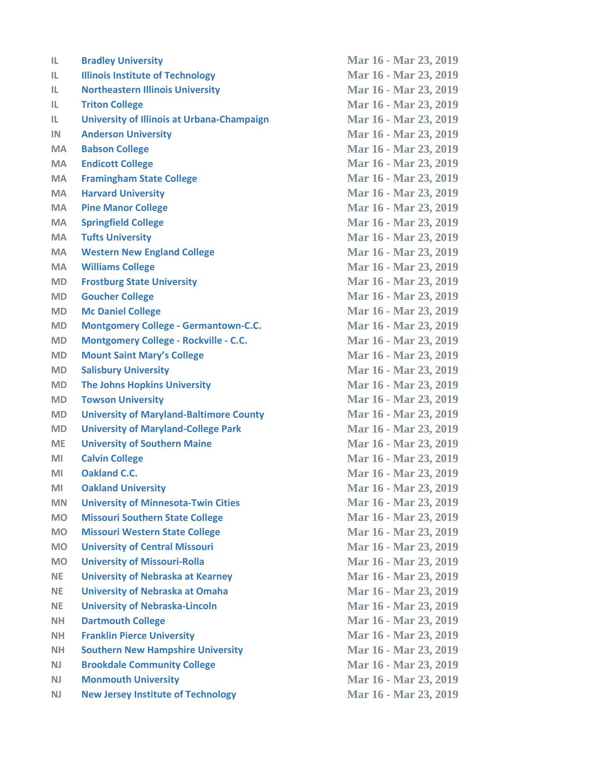| | | |
|---|---|---|
| IL | Bradley University | Mar 16 - Mar 23, 2019 |
| IL | Illinois Institute of Technology | Mar 16 - Mar 23, 2019 |
| IL | Northeastern Illinois University | Mar 16 - Mar 23, 2019 |
| IL | Triton College | Mar 16 - Mar 23, 2019 |
| IL | University of Illinois at Urbana-Champaign | Mar 16 - Mar 23, 2019 |
| IN | Anderson University | Mar 16 - Mar 23, 2019 |
| MA | Babson College | Mar 16 - Mar 23, 2019 |
| MA | Endicott College | Mar 16 - Mar 23, 2019 |
| MA | Framingham State College | Mar 16 - Mar 23, 2019 |
| MA | Harvard University | Mar 16 - Mar 23, 2019 |
| MA | Pine Manor College | Mar 16 - Mar 23, 2019 |
| MA | Springfield College | Mar 16 - Mar 23, 2019 |
| MA | Tufts University | Mar 16 - Mar 23, 2019 |
| MA | Western New England College | Mar 16 - Mar 23, 2019 |
| MA | Williams College | Mar 16 - Mar 23, 2019 |
| MD | Frostburg State University | Mar 16 - Mar 23, 2019 |
| MD | Goucher College | Mar 16 - Mar 23, 2019 |
| MD | Mc Daniel College | Mar 16 - Mar 23, 2019 |
| MD | Montgomery College - Germantown-C.C. | Mar 16 - Mar 23, 2019 |
| MD | Montgomery College - Rockville - C.C. | Mar 16 - Mar 23, 2019 |
| MD | Mount Saint Mary's College | Mar 16 - Mar 23, 2019 |
| MD | Salisbury University | Mar 16 - Mar 23, 2019 |
| MD | The Johns Hopkins University | Mar 16 - Mar 23, 2019 |
| MD | Towson University | Mar 16 - Mar 23, 2019 |
| MD | University of Maryland-Baltimore County | Mar 16 - Mar 23, 2019 |
| MD | University of Maryland-College Park | Mar 16 - Mar 23, 2019 |
| ME | University of Southern Maine | Mar 16 - Mar 23, 2019 |
| MI | Calvin College | Mar 16 - Mar 23, 2019 |
| MI | Oakland C.C. | Mar 16 - Mar 23, 2019 |
| MI | Oakland University | Mar 16 - Mar 23, 2019 |
| MN | University of Minnesota-Twin Cities | Mar 16 - Mar 23, 2019 |
| MO | Missouri Southern State College | Mar 16 - Mar 23, 2019 |
| MO | Missouri Western State College | Mar 16 - Mar 23, 2019 |
| MO | University of Central Missouri | Mar 16 - Mar 23, 2019 |
| MO | University of Missouri-Rolla | Mar 16 - Mar 23, 2019 |
| NE | University of Nebraska at Kearney | Mar 16 - Mar 23, 2019 |
| NE | University of Nebraska at Omaha | Mar 16 - Mar 23, 2019 |
| NE | University of Nebraska-Lincoln | Mar 16 - Mar 23, 2019 |
| NH | Dartmouth College | Mar 16 - Mar 23, 2019 |
| NH | Franklin Pierce University | Mar 16 - Mar 23, 2019 |
| NH | Southern New Hampshire University | Mar 16 - Mar 23, 2019 |
| NJ | Brookdale Community College | Mar 16 - Mar 23, 2019 |
| NJ | Monmouth University | Mar 16 - Mar 23, 2019 |
| NJ | New Jersey Institute of Technology | Mar 16 - Mar 23, 2019 |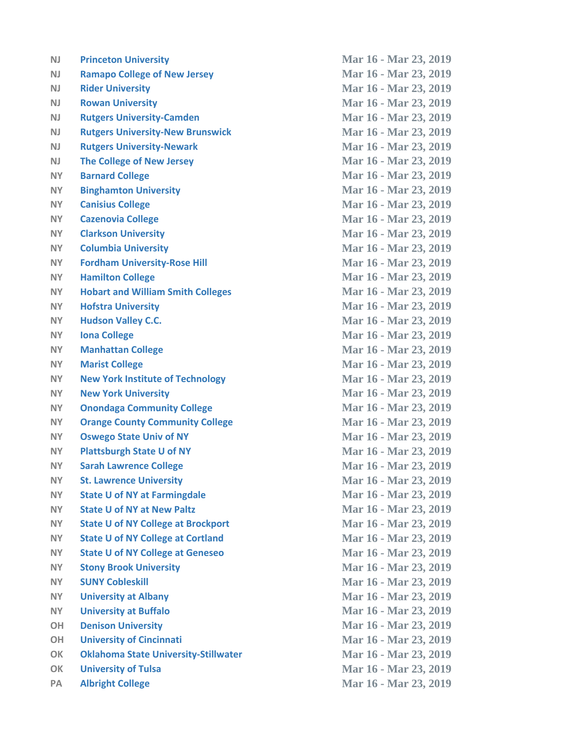| | | |
|---|---|---|
| NJ | Princeton University | Mar 16 - Mar 23, 2019 |
| NJ | Ramapo College of New Jersey | Mar 16 - Mar 23, 2019 |
| NJ | Rider University | Mar 16 - Mar 23, 2019 |
| NJ | Rowan University | Mar 16 - Mar 23, 2019 |
| NJ | Rutgers University-Camden | Mar 16 - Mar 23, 2019 |
| NJ | Rutgers University-New Brunswick | Mar 16 - Mar 23, 2019 |
| NJ | Rutgers University-Newark | Mar 16 - Mar 23, 2019 |
| NJ | The College of New Jersey | Mar 16 - Mar 23, 2019 |
| NY | Barnard College | Mar 16 - Mar 23, 2019 |
| NY | Binghamton University | Mar 16 - Mar 23, 2019 |
| NY | Canisius College | Mar 16 - Mar 23, 2019 |
| NY | Cazenovia College | Mar 16 - Mar 23, 2019 |
| NY | Clarkson University | Mar 16 - Mar 23, 2019 |
| NY | Columbia University | Mar 16 - Mar 23, 2019 |
| NY | Fordham University-Rose Hill | Mar 16 - Mar 23, 2019 |
| NY | Hamilton College | Mar 16 - Mar 23, 2019 |
| NY | Hobart and William Smith Colleges | Mar 16 - Mar 23, 2019 |
| NY | Hofstra University | Mar 16 - Mar 23, 2019 |
| NY | Hudson Valley C.C. | Mar 16 - Mar 23, 2019 |
| NY | Iona College | Mar 16 - Mar 23, 2019 |
| NY | Manhattan College | Mar 16 - Mar 23, 2019 |
| NY | Marist College | Mar 16 - Mar 23, 2019 |
| NY | New York Institute of Technology | Mar 16 - Mar 23, 2019 |
| NY | New York University | Mar 16 - Mar 23, 2019 |
| NY | Onondaga Community College | Mar 16 - Mar 23, 2019 |
| NY | Orange County Community College | Mar 16 - Mar 23, 2019 |
| NY | Oswego State Univ of NY | Mar 16 - Mar 23, 2019 |
| NY | Plattsburgh State U of NY | Mar 16 - Mar 23, 2019 |
| NY | Sarah Lawrence College | Mar 16 - Mar 23, 2019 |
| NY | St. Lawrence University | Mar 16 - Mar 23, 2019 |
| NY | State U of NY at Farmingdale | Mar 16 - Mar 23, 2019 |
| NY | State U of NY at New Paltz | Mar 16 - Mar 23, 2019 |
| NY | State U of NY College at Brockport | Mar 16 - Mar 23, 2019 |
| NY | State U of NY College at Cortland | Mar 16 - Mar 23, 2019 |
| NY | State U of NY College at Geneseo | Mar 16 - Mar 23, 2019 |
| NY | Stony Brook University | Mar 16 - Mar 23, 2019 |
| NY | SUNY Cobleskill | Mar 16 - Mar 23, 2019 |
| NY | University at Albany | Mar 16 - Mar 23, 2019 |
| NY | University at Buffalo | Mar 16 - Mar 23, 2019 |
| OH | Denison University | Mar 16 - Mar 23, 2019 |
| OH | University of Cincinnati | Mar 16 - Mar 23, 2019 |
| OK | Oklahoma State University-Stillwater | Mar 16 - Mar 23, 2019 |
| OK | University of Tulsa | Mar 16 - Mar 23, 2019 |
| PA | Albright College | Mar 16 - Mar 23, 2019 |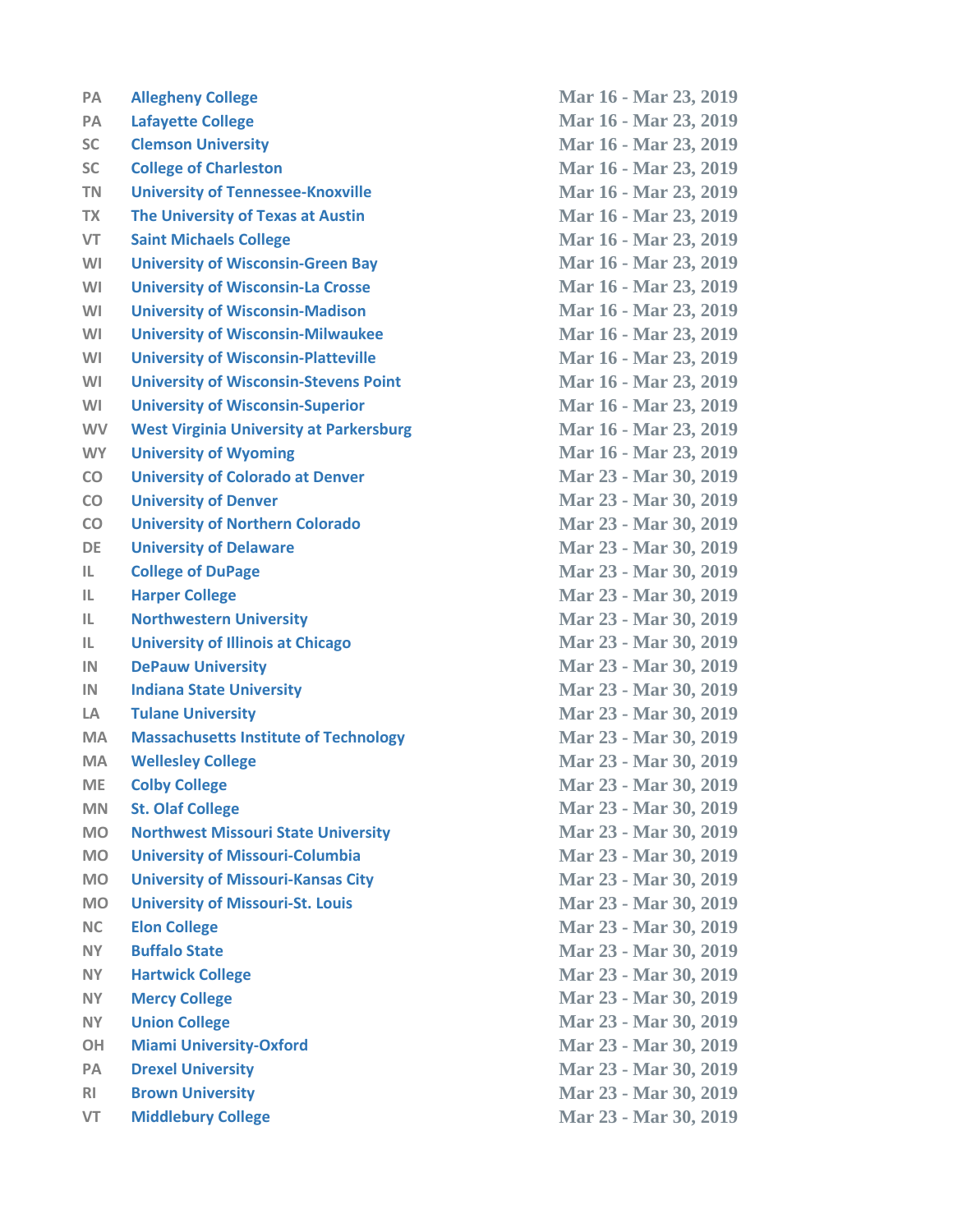| | | |
|---|---|---|
| PA | Allegheny College | Mar 16 - Mar 23, 2019 |
| PA | Lafayette College | Mar 16 - Mar 23, 2019 |
| SC | Clemson University | Mar 16 - Mar 23, 2019 |
| SC | College of Charleston | Mar 16 - Mar 23, 2019 |
| TN | University of Tennessee-Knoxville | Mar 16 - Mar 23, 2019 |
| TX | The University of Texas at Austin | Mar 16 - Mar 23, 2019 |
| VT | Saint Michaels College | Mar 16 - Mar 23, 2019 |
| WI | University of Wisconsin-Green Bay | Mar 16 - Mar 23, 2019 |
| WI | University of Wisconsin-La Crosse | Mar 16 - Mar 23, 2019 |
| WI | University of Wisconsin-Madison | Mar 16 - Mar 23, 2019 |
| WI | University of Wisconsin-Milwaukee | Mar 16 - Mar 23, 2019 |
| WI | University of Wisconsin-Platteville | Mar 16 - Mar 23, 2019 |
| WI | University of Wisconsin-Stevens Point | Mar 16 - Mar 23, 2019 |
| WI | University of Wisconsin-Superior | Mar 16 - Mar 23, 2019 |
| WV | West Virginia University at Parkersburg | Mar 16 - Mar 23, 2019 |
| WY | University of Wyoming | Mar 16 - Mar 23, 2019 |
| CO | University of Colorado at Denver | Mar 23 - Mar 30, 2019 |
| CO | University of Denver | Mar 23 - Mar 30, 2019 |
| CO | University of Northern Colorado | Mar 23 - Mar 30, 2019 |
| DE | University of Delaware | Mar 23 - Mar 30, 2019 |
| IL | College of DuPage | Mar 23 - Mar 30, 2019 |
| IL | Harper College | Mar 23 - Mar 30, 2019 |
| IL | Northwestern University | Mar 23 - Mar 30, 2019 |
| IL | University of Illinois at Chicago | Mar 23 - Mar 30, 2019 |
| IN | DePauw University | Mar 23 - Mar 30, 2019 |
| IN | Indiana State University | Mar 23 - Mar 30, 2019 |
| LA | Tulane University | Mar 23 - Mar 30, 2019 |
| MA | Massachusetts Institute of Technology | Mar 23 - Mar 30, 2019 |
| MA | Wellesley College | Mar 23 - Mar 30, 2019 |
| ME | Colby College | Mar 23 - Mar 30, 2019 |
| MN | St. Olaf College | Mar 23 - Mar 30, 2019 |
| MO | Northwest Missouri State University | Mar 23 - Mar 30, 2019 |
| MO | University of Missouri-Columbia | Mar 23 - Mar 30, 2019 |
| MO | University of Missouri-Kansas City | Mar 23 - Mar 30, 2019 |
| MO | University of Missouri-St. Louis | Mar 23 - Mar 30, 2019 |
| NC | Elon College | Mar 23 - Mar 30, 2019 |
| NY | Buffalo State | Mar 23 - Mar 30, 2019 |
| NY | Hartwick College | Mar 23 - Mar 30, 2019 |
| NY | Mercy College | Mar 23 - Mar 30, 2019 |
| NY | Union College | Mar 23 - Mar 30, 2019 |
| OH | Miami University-Oxford | Mar 23 - Mar 30, 2019 |
| PA | Drexel University | Mar 23 - Mar 30, 2019 |
| RI | Brown University | Mar 23 - Mar 30, 2019 |
| VT | Middlebury College | Mar 23 - Mar 30, 2019 |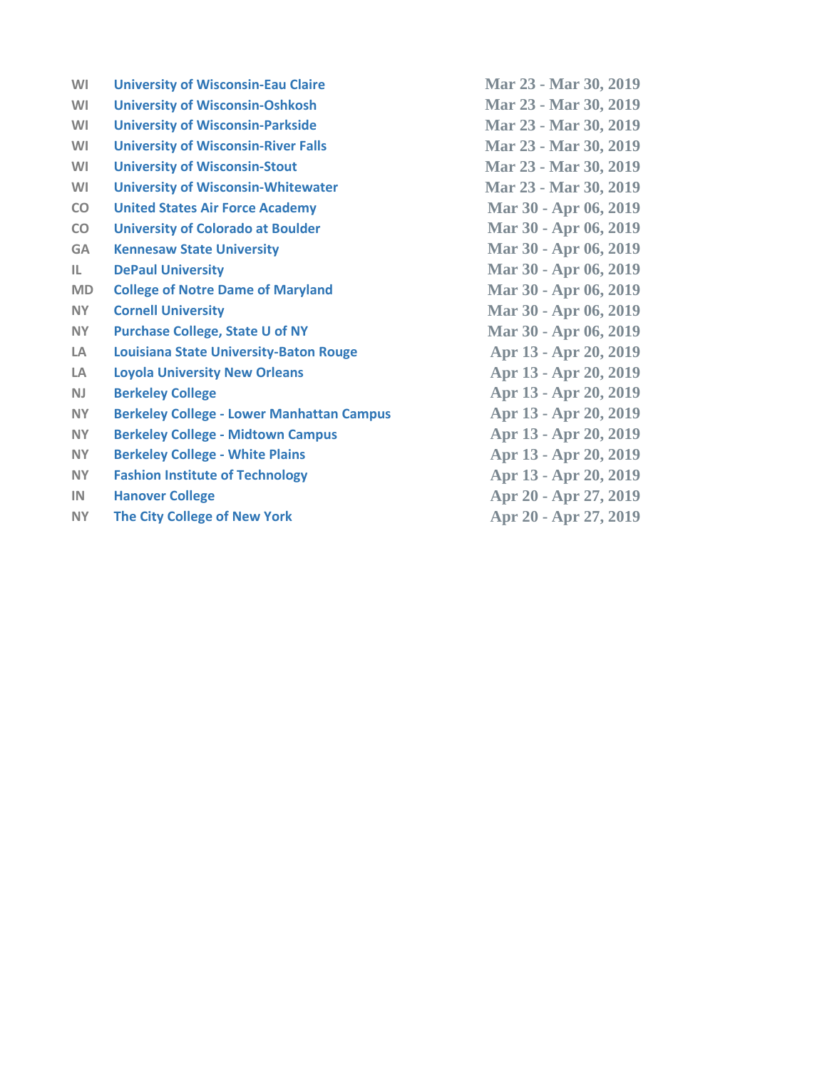| | | |
|---|---|---|
| WI | University of Wisconsin-Eau Claire | Mar 23 - Mar 30, 2019 |
| WI | University of Wisconsin-Oshkosh | Mar 23 - Mar 30, 2019 |
| WI | University of Wisconsin-Parkside | Mar 23 - Mar 30, 2019 |
| WI | University of Wisconsin-River Falls | Mar 23 - Mar 30, 2019 |
| WI | University of Wisconsin-Stout | Mar 23 - Mar 30, 2019 |
| WI | University of Wisconsin-Whitewater | Mar 23 - Mar 30, 2019 |
| CO | United States Air Force Academy | Mar 30 - Apr 06, 2019 |
| CO | University of Colorado at Boulder | Mar 30 - Apr 06, 2019 |
| GA | Kennesaw State University | Mar 30 - Apr 06, 2019 |
| IL | DePaul University | Mar 30 - Apr 06, 2019 |
| MD | College of Notre Dame of Maryland | Mar 30 - Apr 06, 2019 |
| NY | Cornell University | Mar 30 - Apr 06, 2019 |
| NY | Purchase College, State U of NY | Mar 30 - Apr 06, 2019 |
| LA | Louisiana State University-Baton Rouge | Apr 13 - Apr 20, 2019 |
| LA | Loyola University New Orleans | Apr 13 - Apr 20, 2019 |
| NJ | Berkeley College | Apr 13 - Apr 20, 2019 |
| NY | Berkeley College - Lower Manhattan Campus | Apr 13 - Apr 20, 2019 |
| NY | Berkeley College - Midtown Campus | Apr 13 - Apr 20, 2019 |
| NY | Berkeley College - White Plains | Apr 13 - Apr 20, 2019 |
| NY | Fashion Institute of Technology | Apr 13 - Apr 20, 2019 |
| IN | Hanover College | Apr 20 - Apr 27, 2019 |
| NY | The City College of New York | Apr 20 - Apr 27, 2019 |